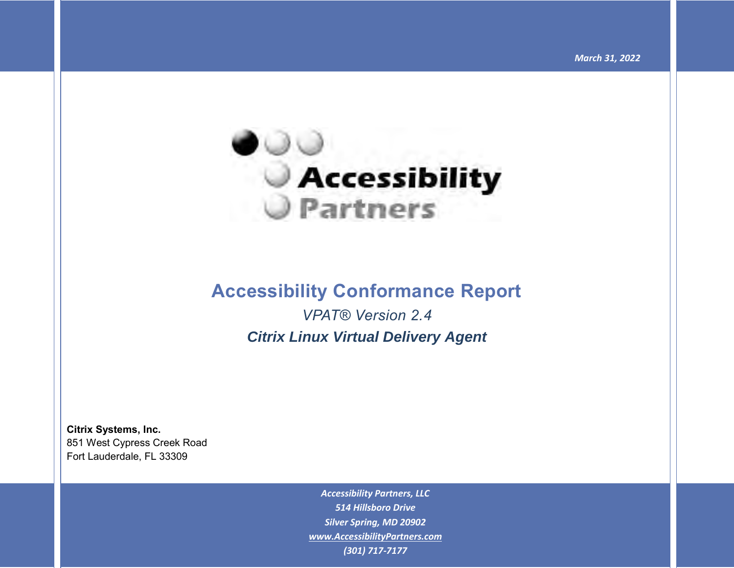*March 31, 2022*

# Accessibility Conformance Report

*VPAT® Version 2.4*

***Citrix Linux Virtual Delivery Agent***

**Citrix Systems, Inc.**
851 West Cypress Creek Road
Fort Lauderdale, FL 33309

***Accessibility Partners, LLC***
***514 Hillsboro Drive***
***Silver Spring, MD 20902***
***www.AccessibilityPartners.com***
***(301) 717-7177***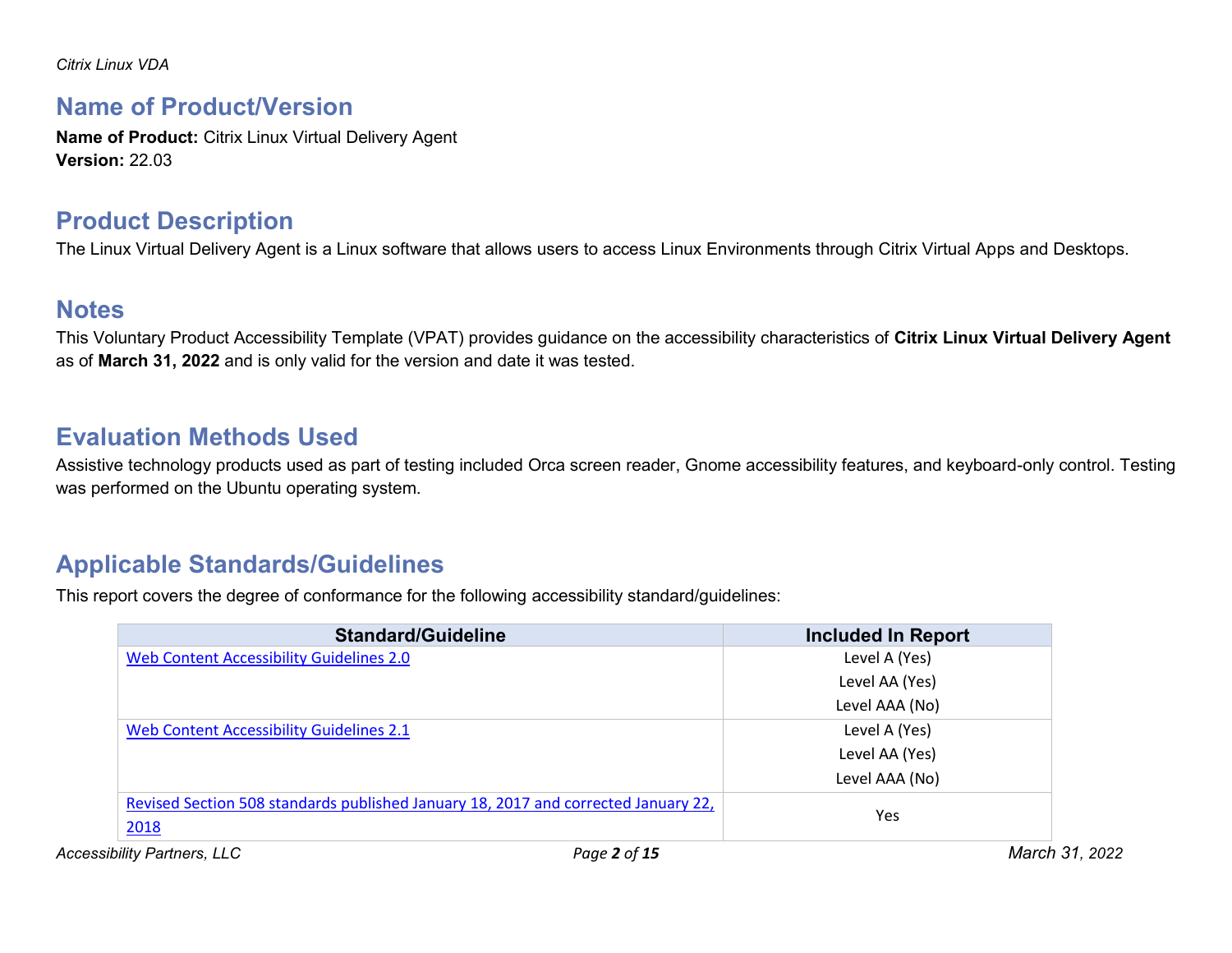## Name of Product/Version

**Name of Product:** Citrix Linux Virtual Delivery Agent
**Version:** 22.03

## Product Description

The Linux Virtual Delivery Agent is a Linux software that allows users to access Linux Environments through Citrix Virtual Apps and Desktops.

## Notes

This Voluntary Product Accessibility Template (VPAT) provides guidance on the accessibility characteristics of **Citrix Linux Virtual Delivery Agent** as of **March 31, 2022** and is only valid for the version and date it was tested.

## Evaluation Methods Used

Assistive technology products used as part of testing included Orca screen reader, Gnome accessibility features, and keyboard-only control. Testing was performed on the Ubuntu operating system.

## Applicable Standards/Guidelines

This report covers the degree of conformance for the following accessibility standard/guidelines:

| Standard/Guideline | Included In Report |
|---|---|
| Web Content Accessibility Guidelines 2.0 | Level A (Yes)<br>Level AA (Yes)<br>Level AAA (No) |
| Web Content Accessibility Guidelines 2.1 | Level A (Yes)<br>Level AA (Yes)<br>Level AAA (No) |
| Revised Section 508 standards published January 18, 2017 and corrected January 22, 2018 | Yes |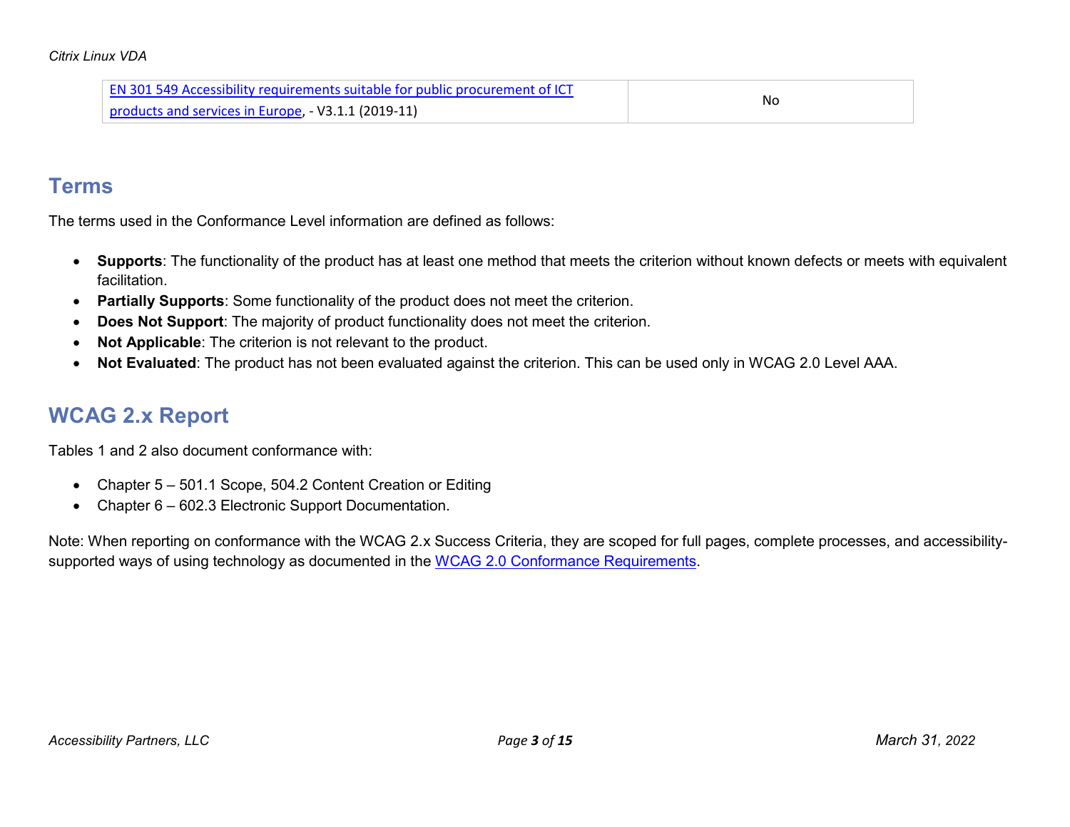| | |
|---|---|
| [EN 301 549 Accessibility requirements suitable for public procurement of ICT products and services in Europe](), - V3.1.1 (2019-11) | No |

## Terms

The terms used in the Conformance Level information are defined as follows:

- **Supports**: The functionality of the product has at least one method that meets the criterion without known defects or meets with equivalent facilitation.
- **Partially Supports**: Some functionality of the product does not meet the criterion.
- **Does Not Support**: The majority of product functionality does not meet the criterion.
- **Not Applicable**: The criterion is not relevant to the product.
- **Not Evaluated**: The product has not been evaluated against the criterion. This can be used only in WCAG 2.0 Level AAA.

## WCAG 2.x Report

Tables 1 and 2 also document conformance with:

- Chapter 5 – 501.1 Scope, 504.2 Content Creation or Editing
- Chapter 6 – 602.3 Electronic Support Documentation.

Note: When reporting on conformance with the WCAG 2.x Success Criteria, they are scoped for full pages, complete processes, and accessibility-supported ways of using technology as documented in the [WCAG 2.0 Conformance Requirements]().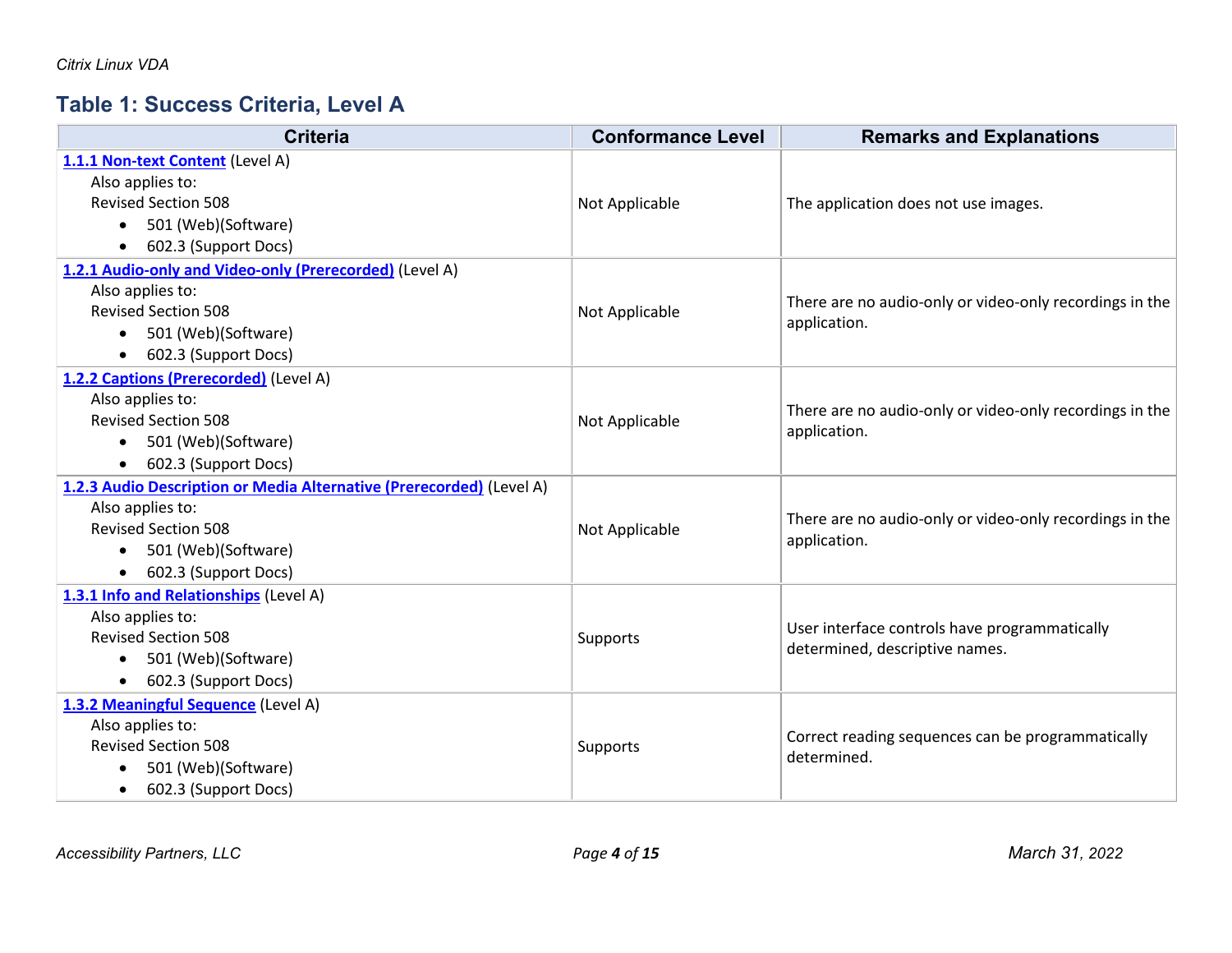## Table 1: Success Criteria, Level A

| Criteria | Conformance Level | Remarks and Explanations |
|---|---|---|
| **1.1.1 Non-text Content** (Level A)<br>Also applies to:<br>Revised Section 508<br>• 501 (Web)(Software)<br>• 602.3 (Support Docs) | Not Applicable | The application does not use images. |
| **1.2.1 Audio-only and Video-only (Prerecorded)** (Level A)<br>Also applies to:<br>Revised Section 508<br>• 501 (Web)(Software)<br>• 602.3 (Support Docs) | Not Applicable | There are no audio-only or video-only recordings in the application. |
| **1.2.2 Captions (Prerecorded)** (Level A)<br>Also applies to:<br>Revised Section 508<br>• 501 (Web)(Software)<br>• 602.3 (Support Docs) | Not Applicable | There are no audio-only or video-only recordings in the application. |
| **1.2.3 Audio Description or Media Alternative (Prerecorded)** (Level A)<br>Also applies to:<br>Revised Section 508<br>• 501 (Web)(Software)<br>• 602.3 (Support Docs) | Not Applicable | There are no audio-only or video-only recordings in the application. |
| **1.3.1 Info and Relationships** (Level A)<br>Also applies to:<br>Revised Section 508<br>• 501 (Web)(Software)<br>• 602.3 (Support Docs) | Supports | User interface controls have programmatically determined, descriptive names. |
| **1.3.2 Meaningful Sequence** (Level A)<br>Also applies to:<br>Revised Section 508<br>• 501 (Web)(Software)<br>• 602.3 (Support Docs) | Supports | Correct reading sequences can be programmatically determined. |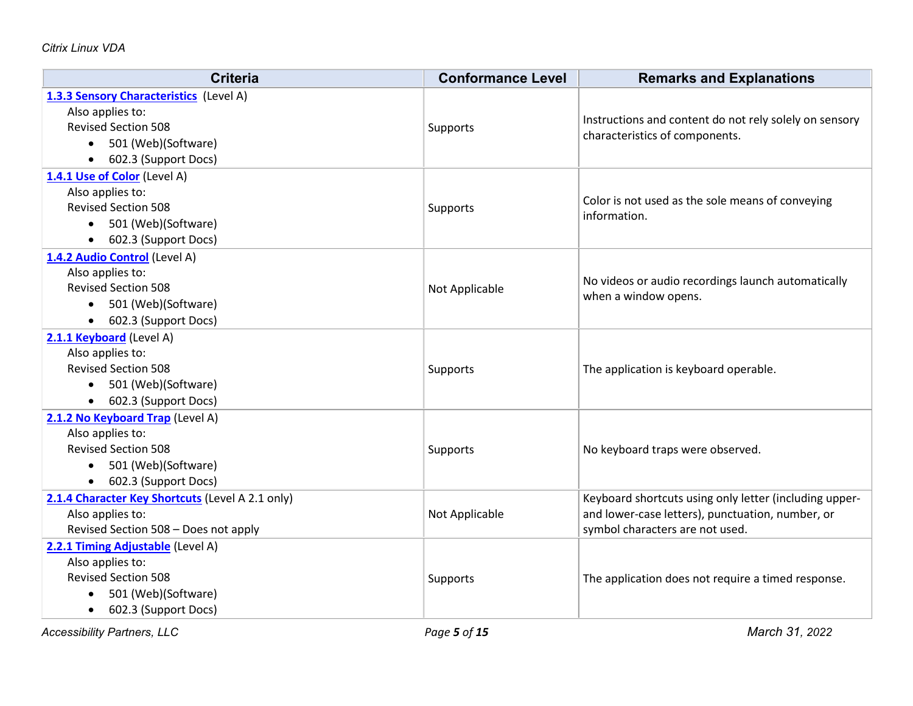| Criteria | Conformance Level | Remarks and Explanations |
|---|---|---|
| **1.3.3 Sensory Characteristics** (Level A)<br>Also applies to:<br>Revised Section 508<br>• 501 (Web)(Software)<br>• 602.3 (Support Docs) | Supports | Instructions and content do not rely solely on sensory characteristics of components. |
| **1.4.1 Use of Color** (Level A)<br>Also applies to:<br>Revised Section 508<br>• 501 (Web)(Software)<br>• 602.3 (Support Docs) | Supports | Color is not used as the sole means of conveying information. |
| **1.4.2 Audio Control** (Level A)<br>Also applies to:<br>Revised Section 508<br>• 501 (Web)(Software)<br>• 602.3 (Support Docs) | Not Applicable | No videos or audio recordings launch automatically when a window opens. |
| **2.1.1 Keyboard** (Level A)<br>Also applies to:<br>Revised Section 508<br>• 501 (Web)(Software)<br>• 602.3 (Support Docs) | Supports | The application is keyboard operable. |
| **2.1.2 No Keyboard Trap** (Level A)<br>Also applies to:<br>Revised Section 508<br>• 501 (Web)(Software)<br>• 602.3 (Support Docs) | Supports | No keyboard traps were observed. |
| **2.1.4 Character Key Shortcuts** (Level A 2.1 only)<br>Also applies to:<br>Revised Section 508 – Does not apply | Not Applicable | Keyboard shortcuts using only letter (including upper- and lower-case letters), punctuation, number, or symbol characters are not used. |
| **2.2.1 Timing Adjustable** (Level A)<br>Also applies to:<br>Revised Section 508<br>• 501 (Web)(Software)<br>• 602.3 (Support Docs) | Supports | The application does not require a timed response. |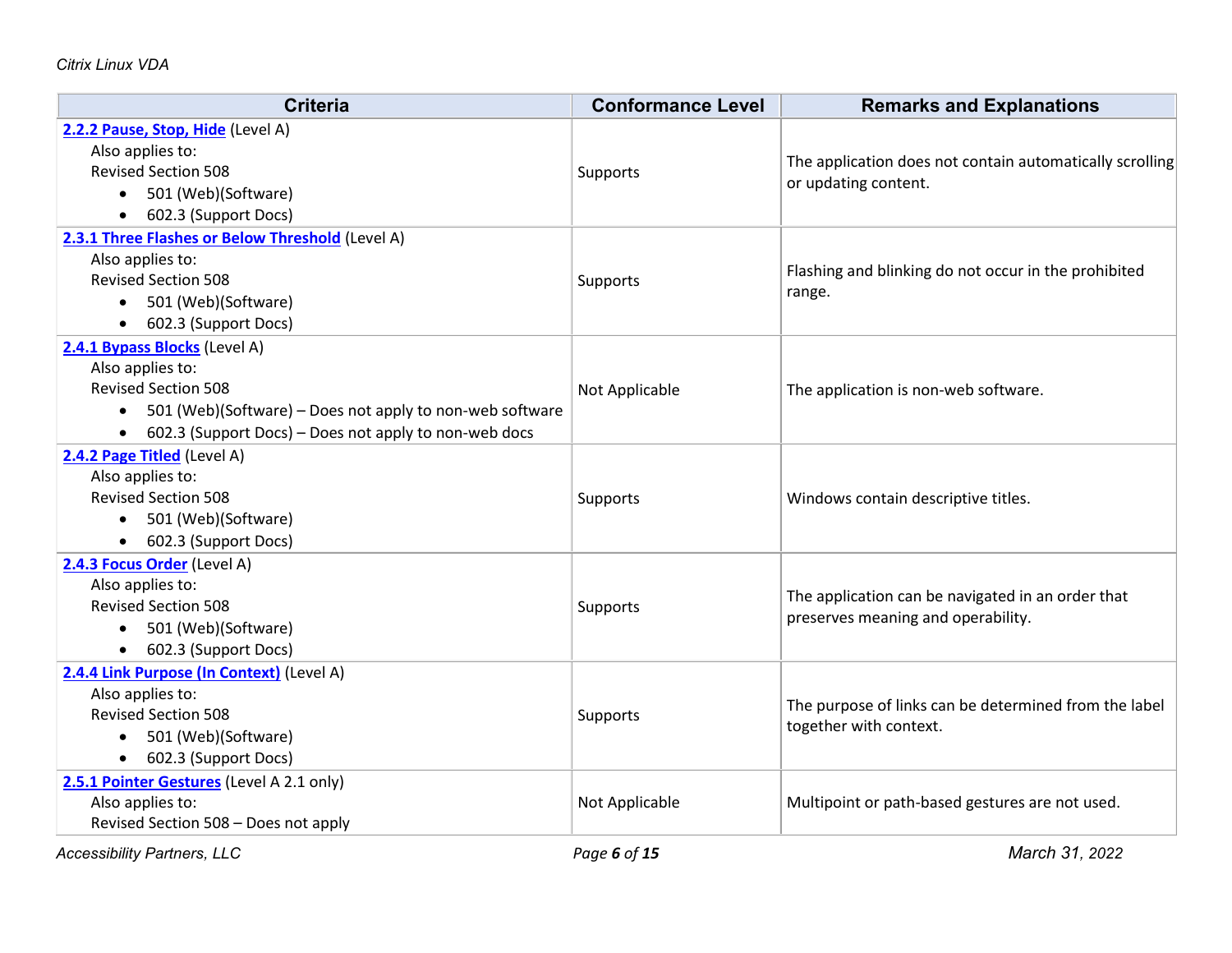| Criteria | Conformance Level | Remarks and Explanations |
|---|---|---|
| **2.2.2 Pause, Stop, Hide** (Level A)<br>Also applies to:<br>Revised Section 508<br>• 501 (Web)(Software)<br>• 602.3 (Support Docs) | Supports | The application does not contain automatically scrolling or updating content. |
| **2.3.1 Three Flashes or Below Threshold** (Level A)<br>Also applies to:<br>Revised Section 508<br>• 501 (Web)(Software)<br>• 602.3 (Support Docs) | Supports | Flashing and blinking do not occur in the prohibited range. |
| **2.4.1 Bypass Blocks** (Level A)<br>Also applies to:<br>Revised Section 508<br>• 501 (Web)(Software) – Does not apply to non-web software<br>• 602.3 (Support Docs) – Does not apply to non-web docs | Not Applicable | The application is non-web software. |
| **2.4.2 Page Titled** (Level A)<br>Also applies to:<br>Revised Section 508<br>• 501 (Web)(Software)<br>• 602.3 (Support Docs) | Supports | Windows contain descriptive titles. |
| **2.4.3 Focus Order** (Level A)<br>Also applies to:<br>Revised Section 508<br>• 501 (Web)(Software)<br>• 602.3 (Support Docs) | Supports | The application can be navigated in an order that preserves meaning and operability. |
| **2.4.4 Link Purpose (In Context)** (Level A)<br>Also applies to:<br>Revised Section 508<br>• 501 (Web)(Software)<br>• 602.3 (Support Docs) | Supports | The purpose of links can be determined from the label together with context. |
| **2.5.1 Pointer Gestures** (Level A 2.1 only)<br>Also applies to:<br>Revised Section 508 – Does not apply | Not Applicable | Multipoint or path-based gestures are not used. |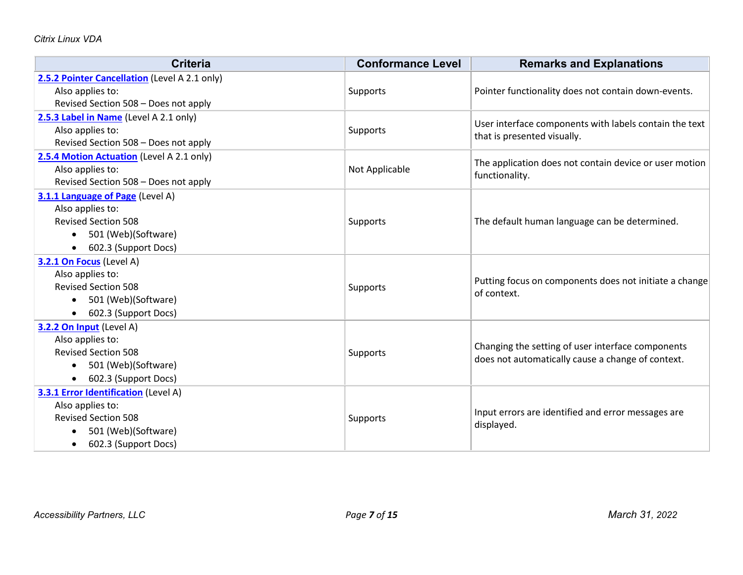| Criteria | Conformance Level | Remarks and Explanations |
| --- | --- | --- |
| **2.5.2 Pointer Cancellation** (Level A 2.1 only)<br>Also applies to:<br>Revised Section 508 – Does not apply | Supports | Pointer functionality does not contain down-events. |
| **2.5.3 Label in Name** (Level A 2.1 only)<br>Also applies to:<br>Revised Section 508 – Does not apply | Supports | User interface components with labels contain the text that is presented visually. |
| **2.5.4 Motion Actuation** (Level A 2.1 only)<br>Also applies to:<br>Revised Section 508 – Does not apply | Not Applicable | The application does not contain device or user motion functionality. |
| **3.1.1 Language of Page** (Level A)<br>Also applies to:<br>Revised Section 508<br>• 501 (Web)(Software)<br>• 602.3 (Support Docs) | Supports | The default human language can be determined. |
| **3.2.1 On Focus** (Level A)<br>Also applies to:<br>Revised Section 508<br>• 501 (Web)(Software)<br>• 602.3 (Support Docs) | Supports | Putting focus on components does not initiate a change of context. |
| **3.2.2 On Input** (Level A)<br>Also applies to:<br>Revised Section 508<br>• 501 (Web)(Software)<br>• 602.3 (Support Docs) | Supports | Changing the setting of user interface components does not automatically cause a change of context. |
| **3.3.1 Error Identification** (Level A)<br>Also applies to:<br>Revised Section 508<br>• 501 (Web)(Software)<br>• 602.3 (Support Docs) | Supports | Input errors are identified and error messages are displayed. |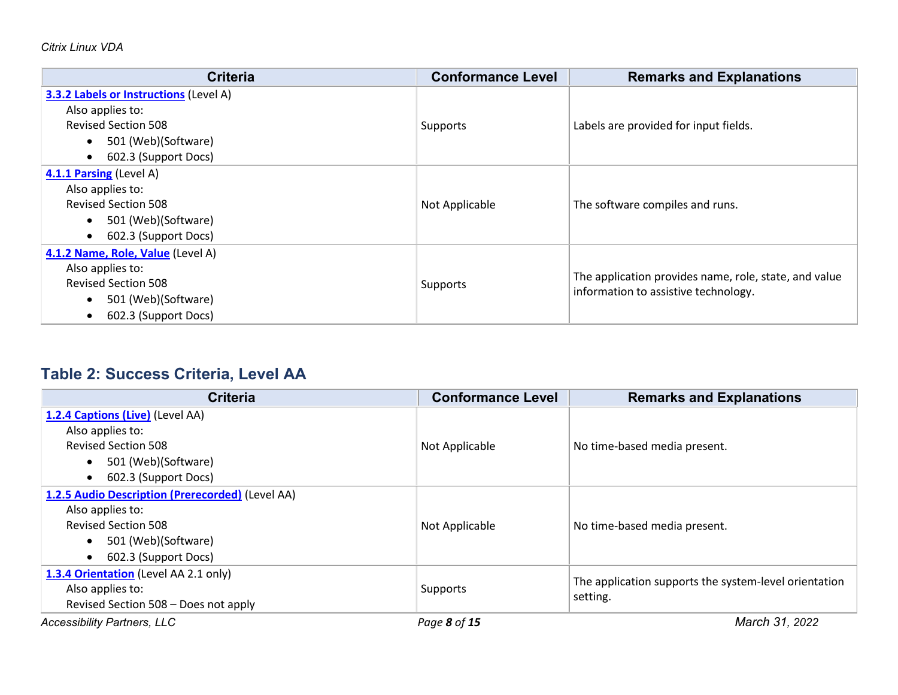| Criteria | Conformance Level | Remarks and Explanations |
| --- | --- | --- |
| **3.3.2 Labels or Instructions** (Level A)<br>Also applies to:<br>Revised Section 508<br>• 501 (Web)(Software)<br>• 602.3 (Support Docs) | Supports | Labels are provided for input fields. |
| **4.1.1 Parsing** (Level A)<br>Also applies to:<br>Revised Section 508<br>• 501 (Web)(Software)<br>• 602.3 (Support Docs) | Not Applicable | The software compiles and runs. |
| **4.1.2 Name, Role, Value** (Level A)<br>Also applies to:<br>Revised Section 508<br>• 501 (Web)(Software)<br>• 602.3 (Support Docs) | Supports | The application provides name, role, state, and value information to assistive technology. |

## Table 2: Success Criteria, Level AA

| Criteria | Conformance Level | Remarks and Explanations |
| --- | --- | --- |
| **1.2.4 Captions (Live)** (Level AA)<br>Also applies to:<br>Revised Section 508<br>• 501 (Web)(Software)<br>• 602.3 (Support Docs) | Not Applicable | No time-based media present. |
| **1.2.5 Audio Description (Prerecorded)** (Level AA)<br>Also applies to:<br>Revised Section 508<br>• 501 (Web)(Software)<br>• 602.3 (Support Docs) | Not Applicable | No time-based media present. |
| **1.3.4 Orientation** (Level AA 2.1 only)<br>Also applies to:<br>Revised Section 508 – Does not apply | Supports | The application supports the system-level orientation setting. |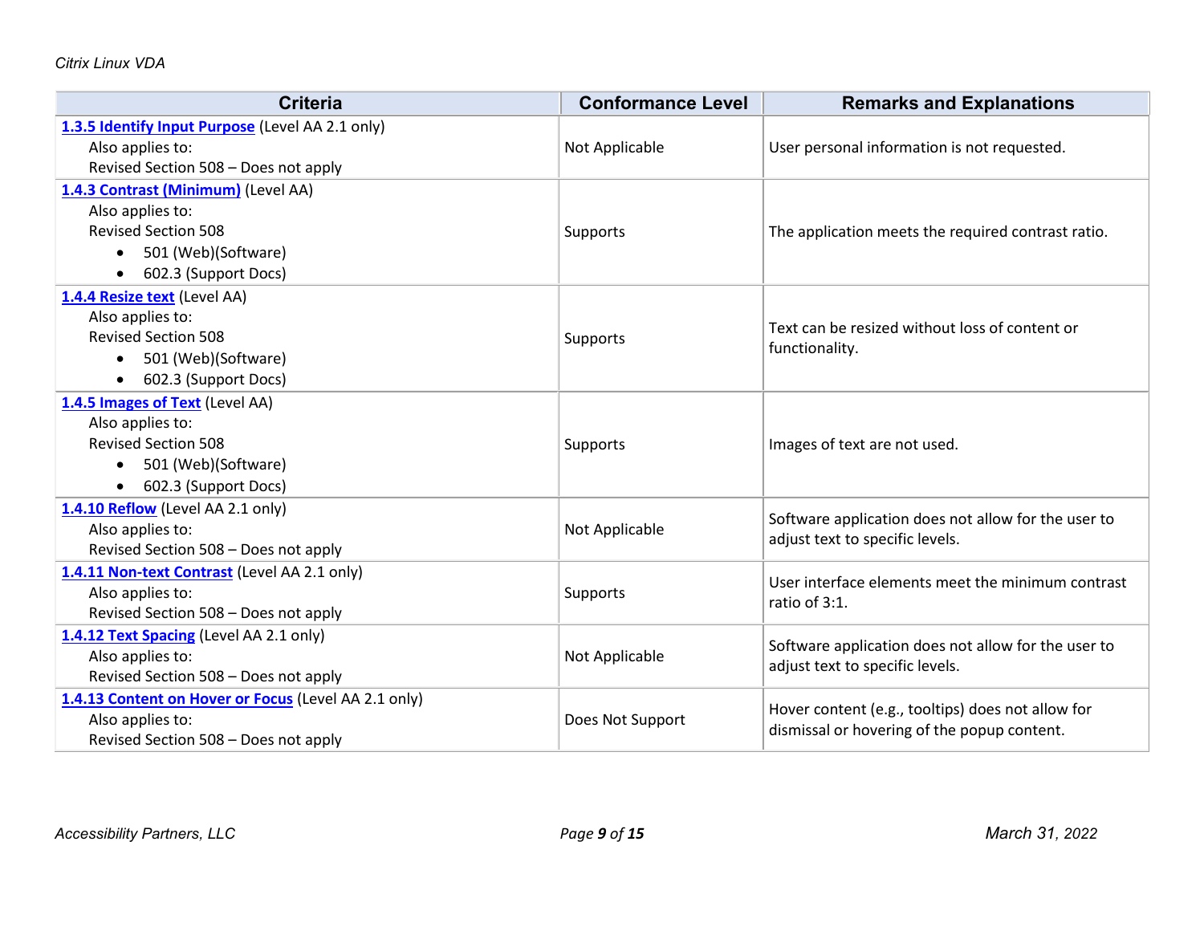| Criteria | Conformance Level | Remarks and Explanations |
| --- | --- | --- |
| **1.3.5 Identify Input Purpose** (Level AA 2.1 only)<br>Also applies to:<br>Revised Section 508 – Does not apply | Not Applicable | User personal information is not requested. |
| **1.4.3 Contrast (Minimum)** (Level AA)<br>Also applies to:<br>Revised Section 508<br>• 501 (Web)(Software)<br>• 602.3 (Support Docs) | Supports | The application meets the required contrast ratio. |
| **1.4.4 Resize text** (Level AA)<br>Also applies to:<br>Revised Section 508<br>• 501 (Web)(Software)<br>• 602.3 (Support Docs) | Supports | Text can be resized without loss of content or functionality. |
| **1.4.5 Images of Text** (Level AA)<br>Also applies to:<br>Revised Section 508<br>• 501 (Web)(Software)<br>• 602.3 (Support Docs) | Supports | Images of text are not used. |
| **1.4.10 Reflow** (Level AA 2.1 only)<br>Also applies to:<br>Revised Section 508 – Does not apply | Not Applicable | Software application does not allow for the user to adjust text to specific levels. |
| **1.4.11 Non-text Contrast** (Level AA 2.1 only)<br>Also applies to:<br>Revised Section 508 – Does not apply | Supports | User interface elements meet the minimum contrast ratio of 3:1. |
| **1.4.12 Text Spacing** (Level AA 2.1 only)<br>Also applies to:<br>Revised Section 508 – Does not apply | Not Applicable | Software application does not allow for the user to adjust text to specific levels. |
| **1.4.13 Content on Hover or Focus** (Level AA 2.1 only)<br>Also applies to:<br>Revised Section 508 – Does not apply | Does Not Support | Hover content (e.g., tooltips) does not allow for dismissal or hovering of the popup content. |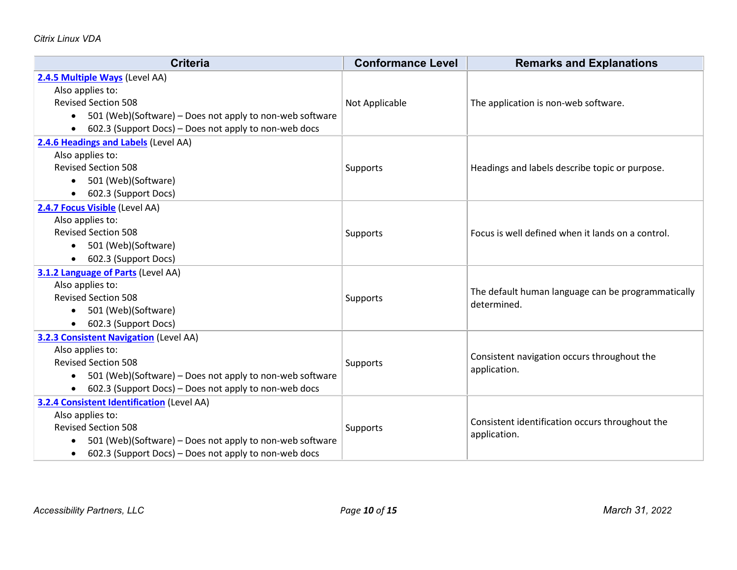| Criteria | Conformance Level | Remarks and Explanations |
| --- | --- | --- |
| **2.4.5 Multiple Ways** (Level AA)<br>Also applies to:<br>Revised Section 508<br>• 501 (Web)(Software) – Does not apply to non-web software<br>• 602.3 (Support Docs) – Does not apply to non-web docs | Not Applicable | The application is non-web software. |
| **2.4.6 Headings and Labels** (Level AA)<br>Also applies to:<br>Revised Section 508<br>• 501 (Web)(Software)<br>• 602.3 (Support Docs) | Supports | Headings and labels describe topic or purpose. |
| **2.4.7 Focus Visible** (Level AA)<br>Also applies to:<br>Revised Section 508<br>• 501 (Web)(Software)<br>• 602.3 (Support Docs) | Supports | Focus is well defined when it lands on a control. |
| **3.1.2 Language of Parts** (Level AA)<br>Also applies to:<br>Revised Section 508<br>• 501 (Web)(Software)<br>• 602.3 (Support Docs) | Supports | The default human language can be programmatically determined. |
| **3.2.3 Consistent Navigation** (Level AA)<br>Also applies to:<br>Revised Section 508<br>• 501 (Web)(Software) – Does not apply to non-web software<br>• 602.3 (Support Docs) – Does not apply to non-web docs | Supports | Consistent navigation occurs throughout the application. |
| **3.2.4 Consistent Identification** (Level AA)<br>Also applies to:<br>Revised Section 508<br>• 501 (Web)(Software) – Does not apply to non-web software<br>• 602.3 (Support Docs) – Does not apply to non-web docs | Supports | Consistent identification occurs throughout the application. |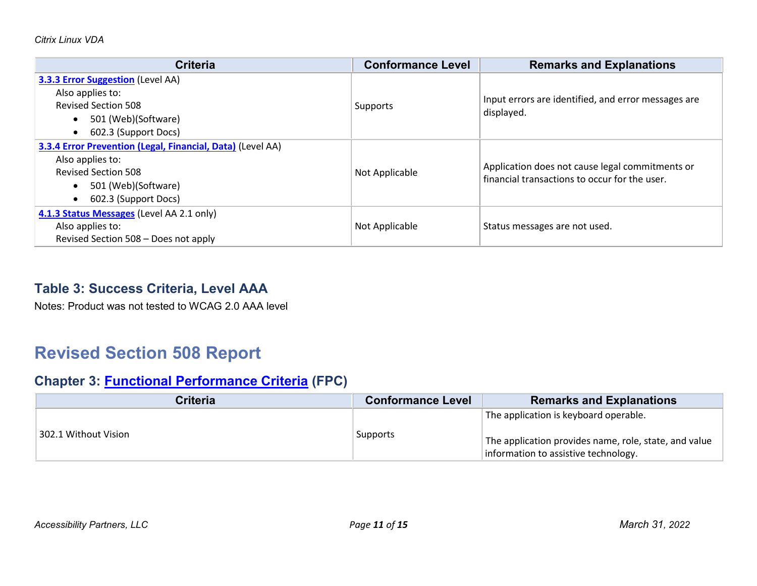| Criteria | Conformance Level | Remarks and Explanations |
|---|---|---|
| **3.3.3 Error Suggestion** (Level AA)<br>Also applies to:<br>Revised Section 508<br>• 501 (Web)(Software)<br>• 602.3 (Support Docs) | Supports | Input errors are identified, and error messages are displayed. |
| **3.3.4 Error Prevention (Legal, Financial, Data)** (Level AA)<br>Also applies to:<br>Revised Section 508<br>• 501 (Web)(Software)<br>• 602.3 (Support Docs) | Not Applicable | Application does not cause legal commitments or financial transactions to occur for the user. |
| **4.1.3 Status Messages** (Level AA 2.1 only)<br>Also applies to:<br>Revised Section 508 – Does not apply | Not Applicable | Status messages are not used. |

### Table 3: Success Criteria, Level AAA

Notes: Product was not tested to WCAG 2.0 AAA level

## Revised Section 508 Report

### Chapter 3: Functional Performance Criteria (FPC)

| Criteria | Conformance Level | Remarks and Explanations |
|---|---|---|
| 302.1 Without Vision | Supports | The application is keyboard operable.<br><br>The application provides name, role, state, and value information to assistive technology. |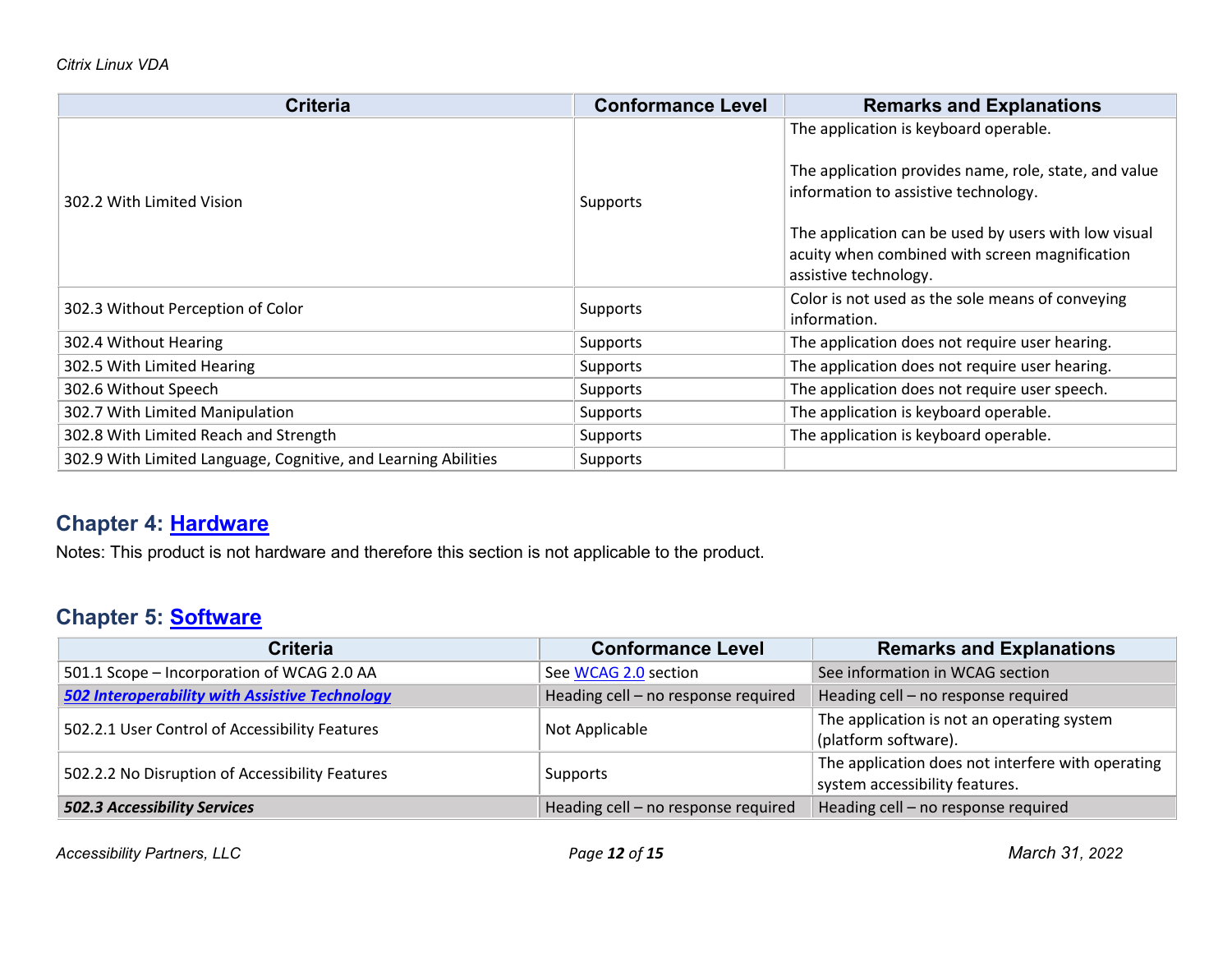| Criteria | Conformance Level | Remarks and Explanations |
| --- | --- | --- |
| 302.2 With Limited Vision | Supports | The application is keyboard operable.<br><br>The application provides name, role, state, and value information to assistive technology.<br><br>The application can be used by users with low visual acuity when combined with screen magnification assistive technology. |
| 302.3 Without Perception of Color | Supports | Color is not used as the sole means of conveying information. |
| 302.4 Without Hearing | Supports | The application does not require user hearing. |
| 302.5 With Limited Hearing | Supports | The application does not require user hearing. |
| 302.6 Without Speech | Supports | The application does not require user speech. |
| 302.7 With Limited Manipulation | Supports | The application is keyboard operable. |
| 302.8 With Limited Reach and Strength | Supports | The application is keyboard operable. |
| 302.9 With Limited Language, Cognitive, and Learning Abilities | Supports | |

## Chapter 4: Hardware

Notes: This product is not hardware and therefore this section is not applicable to the product.

## Chapter 5: Software

| Criteria | Conformance Level | Remarks and Explanations |
| --- | --- | --- |
| 501.1 Scope – Incorporation of WCAG 2.0 AA | See WCAG 2.0 section | See information in WCAG section |
| ***502 Interoperability with Assistive Technology*** | Heading cell – no response required | Heading cell – no response required |
| 502.2.1 User Control of Accessibility Features | Not Applicable | The application is not an operating system (platform software). |
| 502.2.2 No Disruption of Accessibility Features | Supports | The application does not interfere with operating system accessibility features. |
| ***502.3 Accessibility Services*** | Heading cell – no response required | Heading cell – no response required |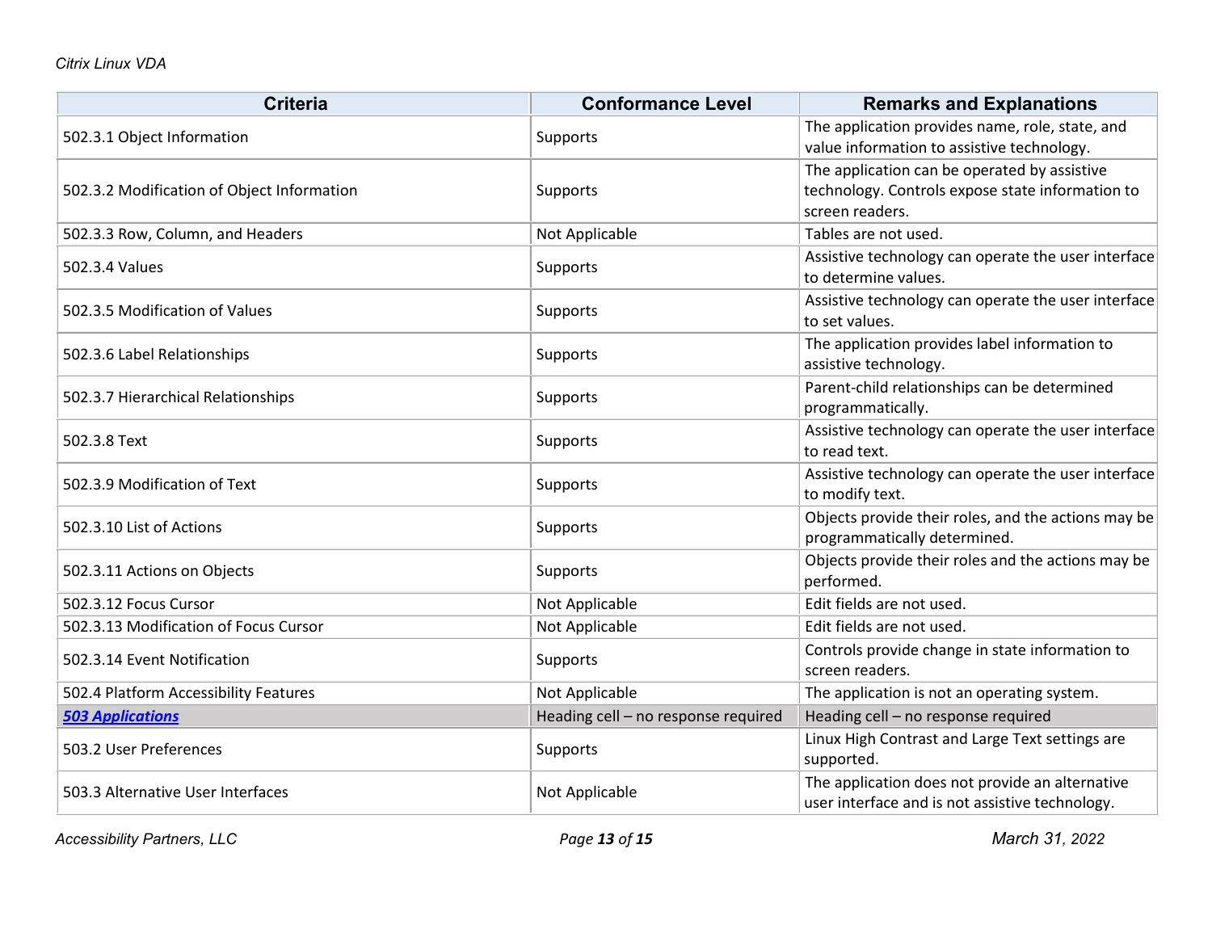| Criteria | Conformance Level | Remarks and Explanations |
| --- | --- | --- |
| 502.3.1 Object Information | Supports | The application provides name, role, state, and value information to assistive technology. |
| 502.3.2 Modification of Object Information | Supports | The application can be operated by assistive technology. Controls expose state information to screen readers. |
| 502.3.3 Row, Column, and Headers | Not Applicable | Tables are not used. |
| 502.3.4 Values | Supports | Assistive technology can operate the user interface to determine values. |
| 502.3.5 Modification of Values | Supports | Assistive technology can operate the user interface to set values. |
| 502.3.6 Label Relationships | Supports | The application provides label information to assistive technology. |
| 502.3.7 Hierarchical Relationships | Supports | Parent-child relationships can be determined programmatically. |
| 502.3.8 Text | Supports | Assistive technology can operate the user interface to read text. |
| 502.3.9 Modification of Text | Supports | Assistive technology can operate the user interface to modify text. |
| 502.3.10 List of Actions | Supports | Objects provide their roles, and the actions may be programmatically determined. |
| 502.3.11 Actions on Objects | Supports | Objects provide their roles and the actions may be performed. |
| 502.3.12 Focus Cursor | Not Applicable | Edit fields are not used. |
| 502.3.13 Modification of Focus Cursor | Not Applicable | Edit fields are not used. |
| 502.3.14 Event Notification | Supports | Controls provide change in state information to screen readers. |
| 502.4 Platform Accessibility Features | Not Applicable | The application is not an operating system. |
| ***503 Applications*** | Heading cell – no response required | Heading cell – no response required |
| 503.2 User Preferences | Supports | Linux High Contrast and Large Text settings are supported. |
| 503.3 Alternative User Interfaces | Not Applicable | The application does not provide an alternative user interface and is not assistive technology. |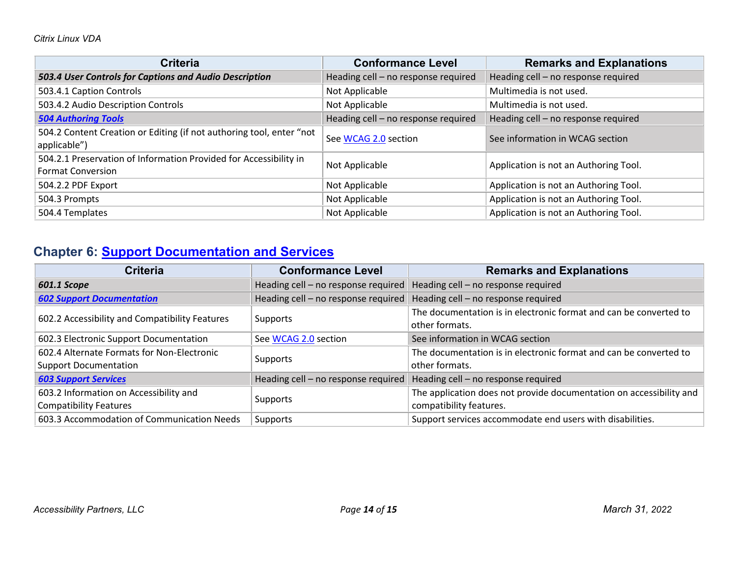| Criteria | Conformance Level | Remarks and Explanations |
|---|---|---|
| ***503.4 User Controls for Captions and Audio Description*** | Heading cell – no response required | Heading cell – no response required |
| 503.4.1 Caption Controls | Not Applicable | Multimedia is not used. |
| 503.4.2 Audio Description Controls | Not Applicable | Multimedia is not used. |
| ***504 Authoring Tools*** | Heading cell – no response required | Heading cell – no response required |
| 504.2 Content Creation or Editing (if not authoring tool, enter "not applicable") | See WCAG 2.0 section | See information in WCAG section |
| 504.2.1 Preservation of Information Provided for Accessibility in Format Conversion | Not Applicable | Application is not an Authoring Tool. |
| 504.2.2 PDF Export | Not Applicable | Application is not an Authoring Tool. |
| 504.3 Prompts | Not Applicable | Application is not an Authoring Tool. |
| 504.4 Templates | Not Applicable | Application is not an Authoring Tool. |

## Chapter 6: Support Documentation and Services

| Criteria | Conformance Level | Remarks and Explanations |
|---|---|---|
| ***601.1 Scope*** | Heading cell – no response required | Heading cell – no response required |
| ***602 Support Documentation*** | Heading cell – no response required | Heading cell – no response required |
| 602.2 Accessibility and Compatibility Features | Supports | The documentation is in electronic format and can be converted to other formats. |
| 602.3 Electronic Support Documentation | See WCAG 2.0 section | See information in WCAG section |
| 602.4 Alternate Formats for Non-Electronic Support Documentation | Supports | The documentation is in electronic format and can be converted to other formats. |
| ***603 Support Services*** | Heading cell – no response required | Heading cell – no response required |
| 603.2 Information on Accessibility and Compatibility Features | Supports | The application does not provide documentation on accessibility and compatibility features. |
| 603.3 Accommodation of Communication Needs | Supports | Support services accommodate end users with disabilities. |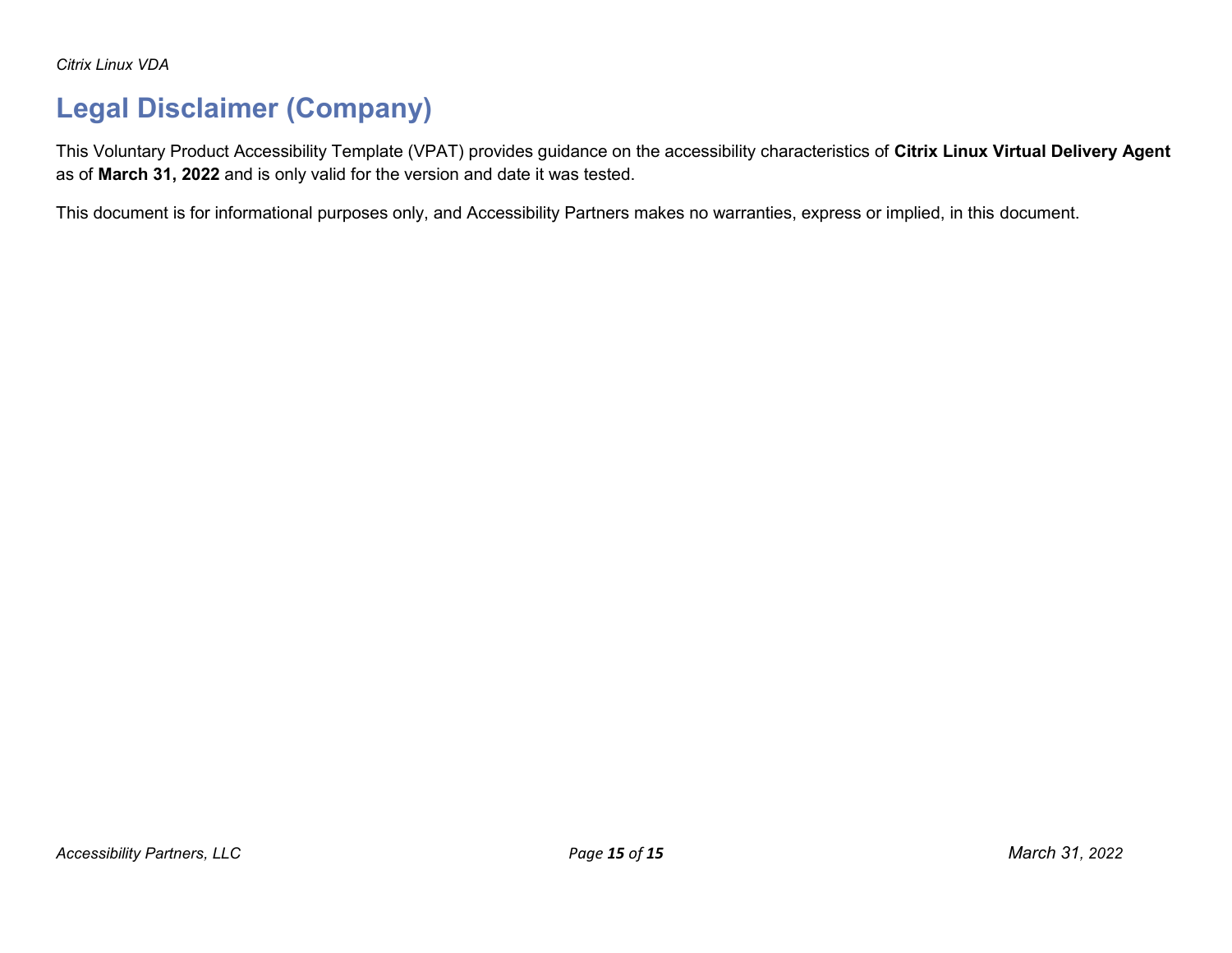# Legal Disclaimer (Company)

This Voluntary Product Accessibility Template (VPAT) provides guidance on the accessibility characteristics of **Citrix Linux Virtual Delivery Agent** as of **March 31, 2022** and is only valid for the version and date it was tested.

This document is for informational purposes only, and Accessibility Partners makes no warranties, express or implied, in this document.